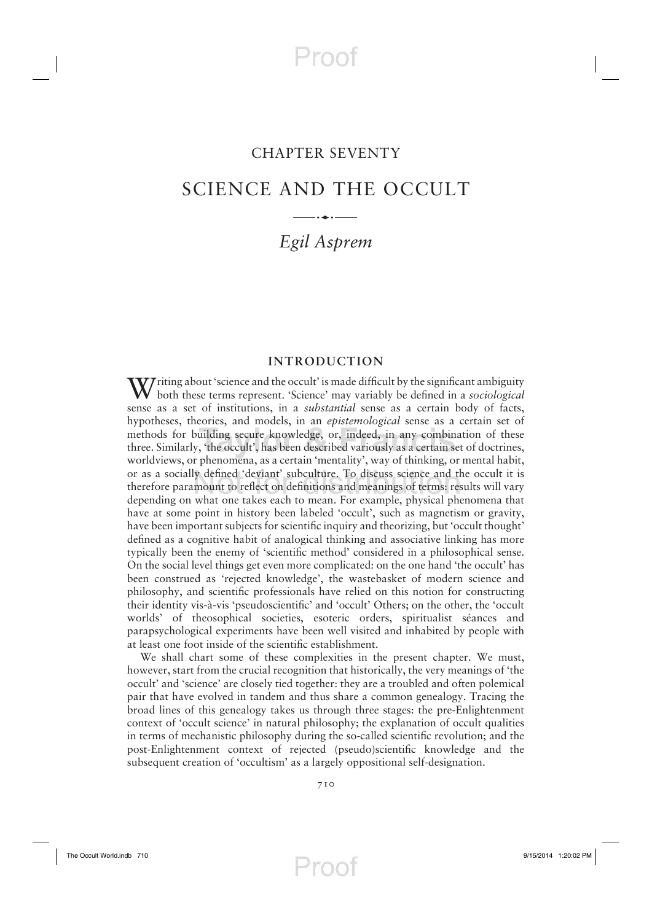# CHAPTER SEVENTY

# SCIENCE AND THE OCCULT

*Egil Asprem*

## INTRODUCTION

Writing about 'science and the occult' is made difficult by the significant ambiguity both these terms represent. 'Science' may variably be defined in a *sociological* sense as a set of institutions, in a *substantial* sense as a certain body of facts, hypotheses, theories, and models, in an *epistemological* sense as a certain set of methods for building secure knowledge, or, indeed, in any combination of these three. Similarly, 'the occult', has been described variously as a certain set of doctrines, worldviews, or phenomena, as a certain 'mentality', way of thinking, or mental habit, or as a socially defined 'deviant' subculture. To discuss science and the occult it is therefore paramount to reflect on definitions and meanings of terms: results will vary depending on what one takes each to mean. For example, physical phenomena that have at some point in history been labeled 'occult', such as magnetism or gravity, have been important subjects for scientific inquiry and theorizing, but 'occult thought' defined as a cognitive habit of analogical thinking and associative linking has more typically been the enemy of 'scientific method' considered in a philosophical sense. On the social level things get even more complicated: on the one hand 'the occult' has been construed as 'rejected knowledge', the wastebasket of modern science and philosophy, and scientific professionals have relied on this notion for constructing their identity vis-à-vis 'pseudoscientific' and 'occult' Others; on the other, the 'occult worlds' of theosophical societies, esoteric orders, spiritualist séances and parapsychological experiments have been well visited and inhabited by people with at least one foot inside of the scientific establishment.

We shall chart some of these complexities in the present chapter. We must, however, start from the crucial recognition that historically, the very meanings of 'the occult' and 'science' are closely tied together: they are a troubled and often polemical pair that have evolved in tandem and thus share a common genealogy. Tracing the broad lines of this genealogy takes us through three stages: the pre-Enlightenment context of 'occult science' in natural philosophy; the explanation of occult qualities in terms of mechanistic philosophy during the so-called scientific revolution; and the post-Enlightenment context of rejected (pseudo)scientific knowledge and the subsequent creation of 'occultism' as a largely oppositional self-designation.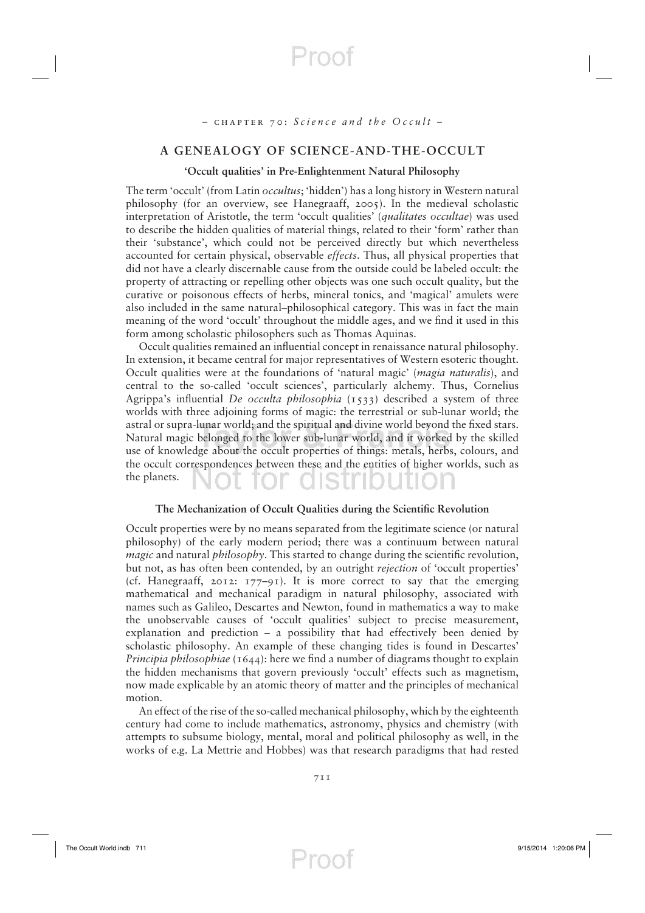## A GENEALOGY OF SCIENCE-AND-THE-OCCULT

### 'Occult qualities' in Pre-Enlightenment Natural Philosophy

The term 'occult' (from Latin *occultus*; 'hidden') has a long history in Western natural philosophy (for an overview, see Hanegraaff, 2005). In the medieval scholastic interpretation of Aristotle, the term 'occult qualities' (*qualitates occultae*) was used to describe the hidden qualities of material things, related to their 'form' rather than their 'substance', which could not be perceived directly but which nevertheless accounted for certain physical, observable *effects*. Thus, all physical properties that did not have a clearly discernable cause from the outside could be labeled occult: the property of attracting or repelling other objects was one such occult quality, but the curative or poisonous effects of herbs, mineral tonics, and 'magical' amulets were also included in the same natural–philosophical category. This was in fact the main meaning of the word 'occult' throughout the middle ages, and we find it used in this form among scholastic philosophers such as Thomas Aquinas.

Occult qualities remained an influential concept in renaissance natural philosophy. In extension, it became central for major representatives of Western esoteric thought. Occult qualities were at the foundations of 'natural magic' (*magia naturalis*), and central to the so-called 'occult sciences', particularly alchemy. Thus, Cornelius Agrippa's influential *De occulta philosophia* (1533) described a system of three worlds with three adjoining forms of magic: the terrestrial or sub-lunar world; the astral or supra-lunar world; and the spiritual and divine world beyond the fixed stars. Natural magic belonged to the lower sub-lunar world, and it worked by the skilled use of knowledge about the occult properties of things: metals, herbs, colours, and the occult correspondences between these and the entities of higher worlds, such as the planets.

### The Mechanization of Occult Qualities during the Scientific Revolution

Occult properties were by no means separated from the legitimate science (or natural philosophy) of the early modern period; there was a continuum between natural *magic* and natural *philosophy*. This started to change during the scientific revolution, but not, as has often been contended, by an outright *rejection* of 'occult properties' (cf. Hanegraaff, 2012: 177–91). It is more correct to say that the emerging mathematical and mechanical paradigm in natural philosophy, associated with names such as Galileo, Descartes and Newton, found in mathematics a way to make the unobservable causes of 'occult qualities' subject to precise measurement, explanation and prediction – a possibility that had effectively been denied by scholastic philosophy. An example of these changing tides is found in Descartes' *Principia philosophiae* (1644): here we find a number of diagrams thought to explain the hidden mechanisms that govern previously 'occult' effects such as magnetism, now made explicable by an atomic theory of matter and the principles of mechanical motion.

An effect of the rise of the so-called mechanical philosophy, which by the eighteenth century had come to include mathematics, astronomy, physics and chemistry (with attempts to subsume biology, mental, moral and political philosophy as well, in the works of e.g. La Mettrie and Hobbes) was that research paradigms that had rested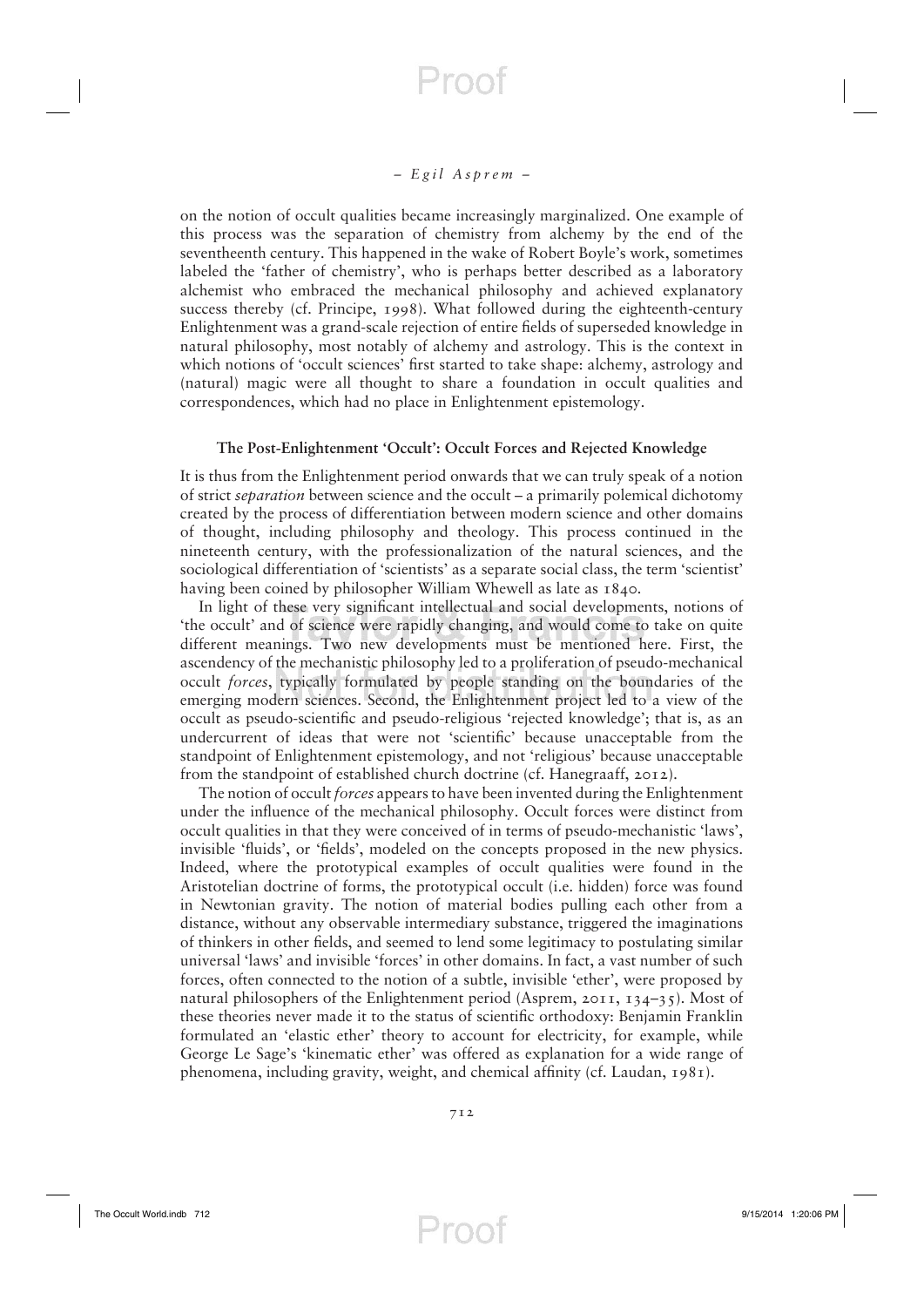on the notion of occult qualities became increasingly marginalized. One example of this process was the separation of chemistry from alchemy by the end of the seventeenth century. This happened in the wake of Robert Boyle's work, sometimes labeled the 'father of chemistry', who is perhaps better described as a laboratory alchemist who embraced the mechanical philosophy and achieved explanatory success thereby (cf. Principe, 1998). What followed during the eighteenth-century Enlightenment was a grand-scale rejection of entire fields of superseded knowledge in natural philosophy, most notably of alchemy and astrology. This is the context in which notions of 'occult sciences' first started to take shape: alchemy, astrology and (natural) magic were all thought to share a foundation in occult qualities and correspondences, which had no place in Enlightenment epistemology.

### The Post-Enlightenment 'Occult': Occult Forces and Rejected Knowledge

It is thus from the Enlightenment period onwards that we can truly speak of a notion of strict *separation* between science and the occult – a primarily polemical dichotomy created by the process of differentiation between modern science and other domains of thought, including philosophy and theology. This process continued in the nineteenth century, with the professionalization of the natural sciences, and the sociological differentiation of 'scientists' as a separate social class, the term 'scientist' having been coined by philosopher William Whewell as late as 1840.

In light of these very significant intellectual and social developments, notions of 'the occult' and of science were rapidly changing, and would come to take on quite different meanings. Two new developments must be mentioned here. First, the ascendency of the mechanistic philosophy led to a proliferation of pseudo-mechanical occult *forces*, typically formulated by people standing on the boundaries of the emerging modern sciences. Second, the Enlightenment project led to a view of the occult as pseudo-scientific and pseudo-religious 'rejected knowledge'; that is, as an undercurrent of ideas that were not 'scientific' because unacceptable from the standpoint of Enlightenment epistemology, and not 'religious' because unacceptable from the standpoint of established church doctrine (cf. Hanegraaff, 2012).

The notion of occult *forces* appears to have been invented during the Enlightenment under the influence of the mechanical philosophy. Occult forces were distinct from occult qualities in that they were conceived of in terms of pseudo-mechanistic 'laws', invisible 'fluids', or 'fields', modeled on the concepts proposed in the new physics. Indeed, where the prototypical examples of occult qualities were found in the Aristotelian doctrine of forms, the prototypical occult (i.e. hidden) force was found in Newtonian gravity. The notion of material bodies pulling each other from a distance, without any observable intermediary substance, triggered the imaginations of thinkers in other fields, and seemed to lend some legitimacy to postulating similar universal 'laws' and invisible 'forces' in other domains. In fact, a vast number of such forces, often connected to the notion of a subtle, invisible 'ether', were proposed by natural philosophers of the Enlightenment period (Asprem, 2011, 134–35). Most of these theories never made it to the status of scientific orthodoxy: Benjamin Franklin formulated an 'elastic ether' theory to account for electricity, for example, while George Le Sage's 'kinematic ether' was offered as explanation for a wide range of phenomena, including gravity, weight, and chemical affinity (cf. Laudan, 1981).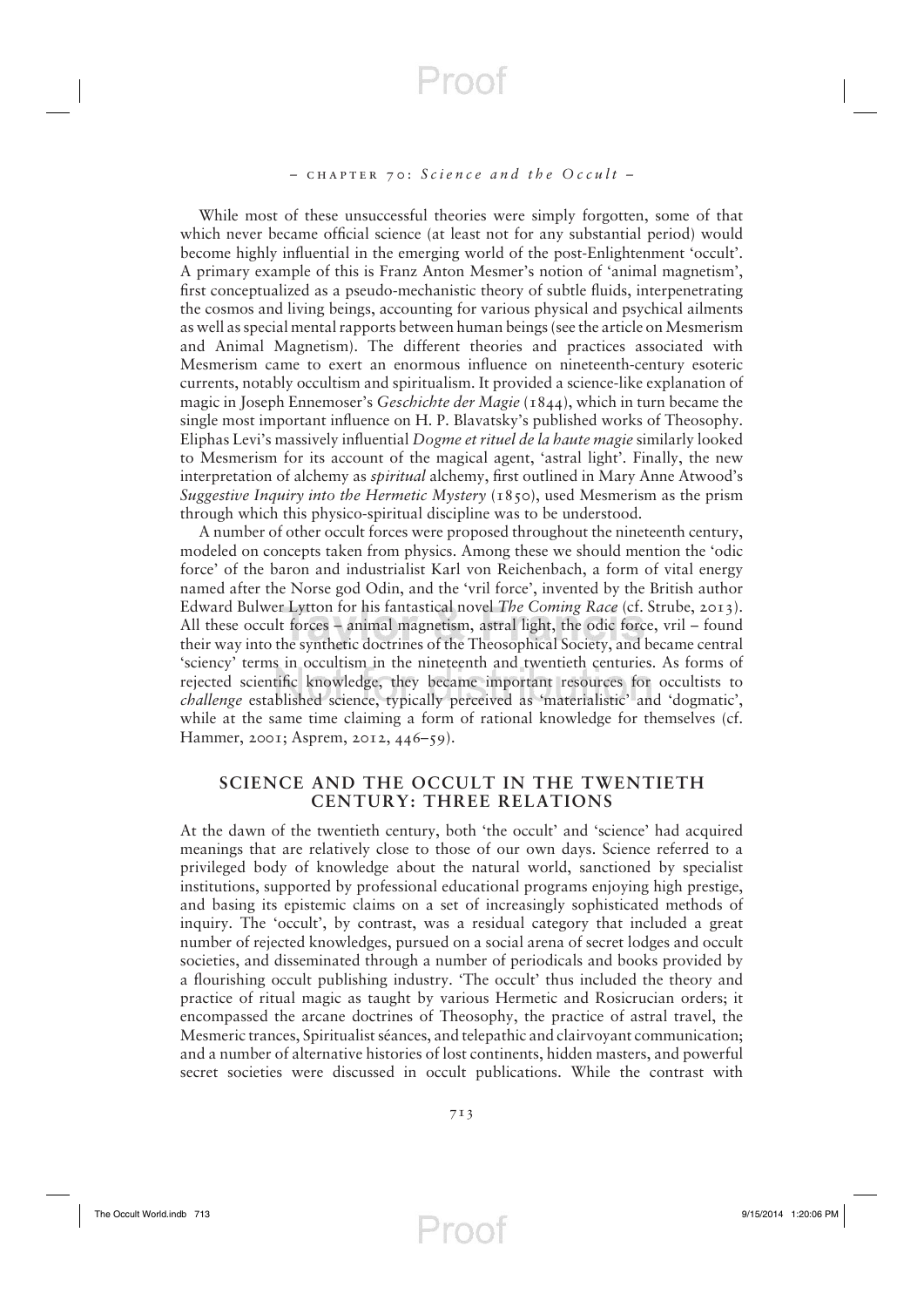While most of these unsuccessful theories were simply forgotten, some of that which never became official science (at least not for any substantial period) would become highly influential in the emerging world of the post-Enlightenment 'occult'. A primary example of this is Franz Anton Mesmer's notion of 'animal magnetism', first conceptualized as a pseudo-mechanistic theory of subtle fluids, interpenetrating the cosmos and living beings, accounting for various physical and psychical ailments as well as special mental rapports between human beings (see the article on Mesmerism and Animal Magnetism). The different theories and practices associated with Mesmerism came to exert an enormous influence on nineteenth-century esoteric currents, notably occultism and spiritualism. It provided a science-like explanation of magic in Joseph Ennemoser's *Geschichte der Magie* (1844), which in turn became the single most important influence on H. P. Blavatsky's published works of Theosophy. Eliphas Levi's massively influential *Dogme et rituel de la haute magie* similarly looked to Mesmerism for its account of the magical agent, 'astral light'. Finally, the new interpretation of alchemy as *spiritual* alchemy, first outlined in Mary Anne Atwood's *Suggestive Inquiry into the Hermetic Mystery* (1850), used Mesmerism as the prism through which this physico-spiritual discipline was to be understood.

A number of other occult forces were proposed throughout the nineteenth century, modeled on concepts taken from physics. Among these we should mention the 'odic force' of the baron and industrialist Karl von Reichenbach, a form of vital energy named after the Norse god Odin, and the 'vril force', invented by the British author Edward Bulwer Lytton for his fantastical novel *The Coming Race* (cf. Strube, 2013). All these occult forces – animal magnetism, astral light, the odic force, vril – found their way into the synthetic doctrines of the Theosophical Society, and became central 'sciency' terms in occultism in the nineteenth and twentieth centuries. As forms of rejected scientific knowledge, they became important resources for occultists to *challenge* established science, typically perceived as 'materialistic' and 'dogmatic', while at the same time claiming a form of rational knowledge for themselves (cf. Hammer, 2001; Asprem, 2012, 446–59).

## SCIENCE AND THE OCCULT IN THE TWENTIETH CENTURY: THREE RELATIONS

At the dawn of the twentieth century, both 'the occult' and 'science' had acquired meanings that are relatively close to those of our own days. Science referred to a privileged body of knowledge about the natural world, sanctioned by specialist institutions, supported by professional educational programs enjoying high prestige, and basing its epistemic claims on a set of increasingly sophisticated methods of inquiry. The 'occult', by contrast, was a residual category that included a great number of rejected knowledges, pursued on a social arena of secret lodges and occult societies, and disseminated through a number of periodicals and books provided by a flourishing occult publishing industry. 'The occult' thus included the theory and practice of ritual magic as taught by various Hermetic and Rosicrucian orders; it encompassed the arcane doctrines of Theosophy, the practice of astral travel, the Mesmeric trances, Spiritualist séances, and telepathic and clairvoyant communication; and a number of alternative histories of lost continents, hidden masters, and powerful secret societies were discussed in occult publications. While the contrast with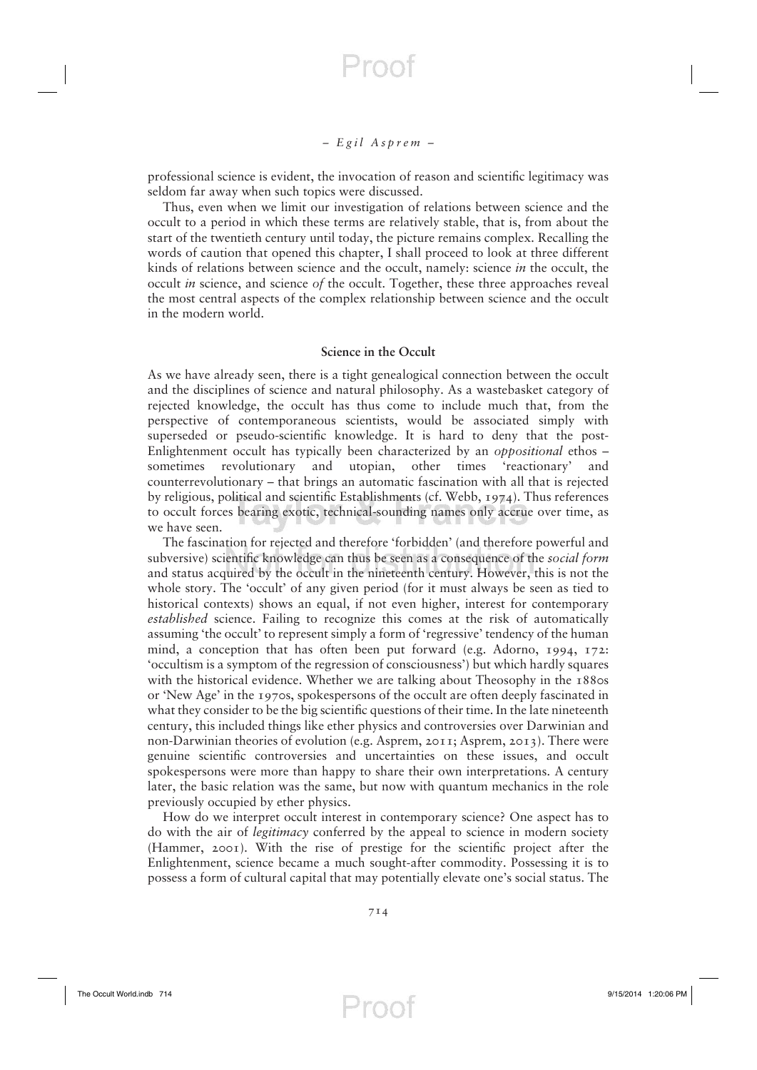professional science is evident, the invocation of reason and scientific legitimacy was seldom far away when such topics were discussed.

Thus, even when we limit our investigation of relations between science and the occult to a period in which these terms are relatively stable, that is, from about the start of the twentieth century until today, the picture remains complex. Recalling the words of caution that opened this chapter, I shall proceed to look at three different kinds of relations between science and the occult, namely: science *in* the occult, the occult *in* science, and science *of* the occult. Together, these three approaches reveal the most central aspects of the complex relationship between science and the occult in the modern world.

## Science in the Occult

As we have already seen, there is a tight genealogical connection between the occult and the disciplines of science and natural philosophy. As a wastebasket category of rejected knowledge, the occult has thus come to include much that, from the perspective of contemporaneous scientists, would be associated simply with superseded or pseudo-scientific knowledge. It is hard to deny that the post-Enlightenment occult has typically been characterized by an *oppositional* ethos – sometimes revolutionary and utopian, other times 'reactionary' and counterrevolutionary – that brings an automatic fascination with all that is rejected by religious, political and scientific Establishments (cf. Webb, 1974). Thus references to occult forces bearing exotic, technical-sounding names only accrue over time, as we have seen.

The fascination for rejected and therefore 'forbidden' (and therefore powerful and subversive) scientific knowledge can thus be seen as a consequence of the *social form* and status acquired by the occult in the nineteenth century. However, this is not the whole story. The 'occult' of any given period (for it must always be seen as tied to historical contexts) shows an equal, if not even higher, interest for contemporary *established* science. Failing to recognize this comes at the risk of automatically assuming 'the occult' to represent simply a form of 'regressive' tendency of the human mind, a conception that has often been put forward (e.g. Adorno, 1994, 172: 'occultism is a symptom of the regression of consciousness') but which hardly squares with the historical evidence. Whether we are talking about Theosophy in the 1880s or 'New Age' in the 1970s, spokespersons of the occult are often deeply fascinated in what they consider to be the big scientific questions of their time. In the late nineteenth century, this included things like ether physics and controversies over Darwinian and non-Darwinian theories of evolution (e.g. Asprem, 2011; Asprem, 2013). There were genuine scientific controversies and uncertainties on these issues, and occult spokespersons were more than happy to share their own interpretations. A century later, the basic relation was the same, but now with quantum mechanics in the role previously occupied by ether physics.

How do we interpret occult interest in contemporary science? One aspect has to do with the air of *legitimacy* conferred by the appeal to science in modern society (Hammer, 2001). With the rise of prestige for the scientific project after the Enlightenment, science became a much sought-after commodity. Possessing it is to possess a form of cultural capital that may potentially elevate one's social status. The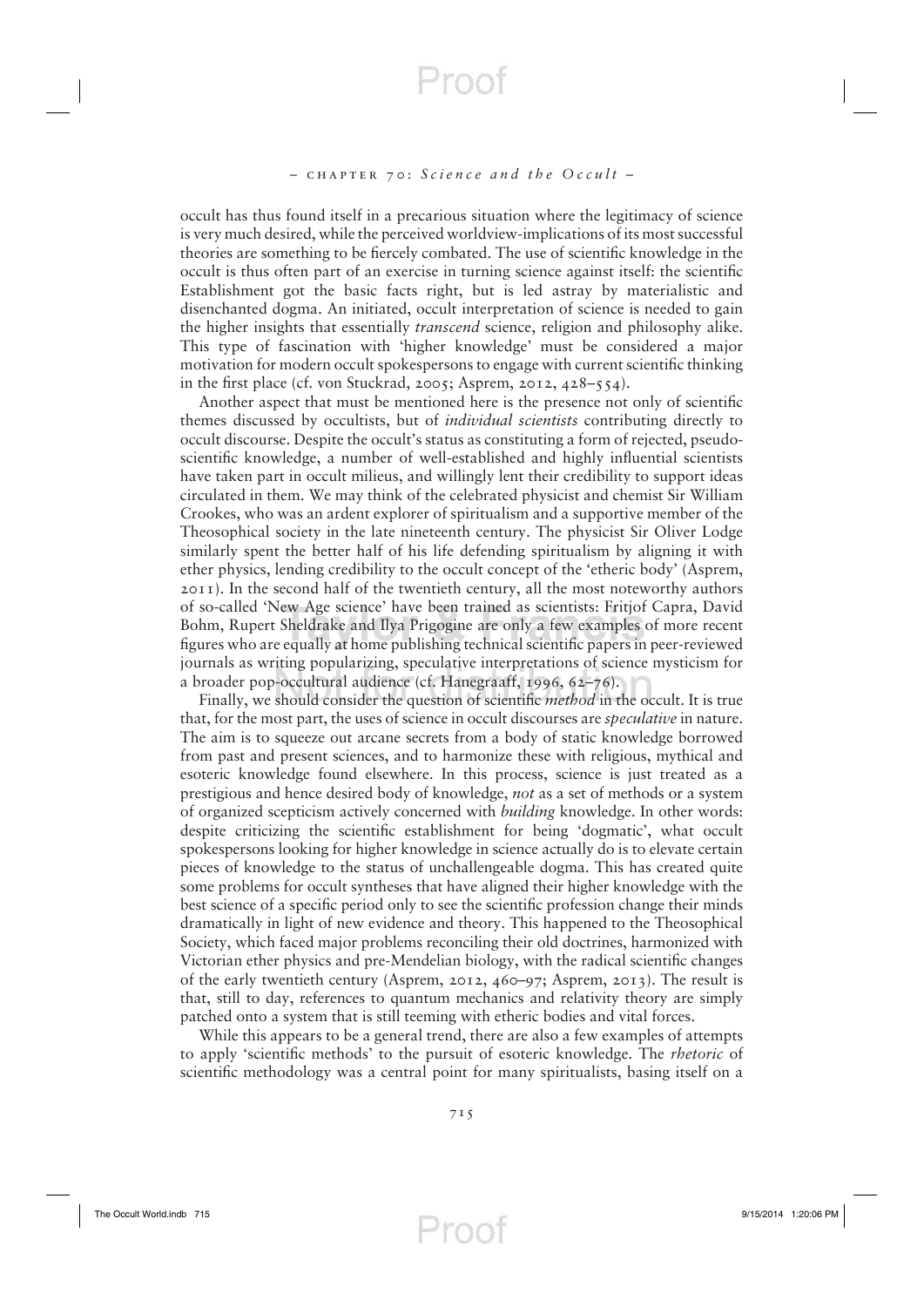occult has thus found itself in a precarious situation where the legitimacy of science is very much desired, while the perceived worldview-implications of its most successful theories are something to be fiercely combated. The use of scientific knowledge in the occult is thus often part of an exercise in turning science against itself: the scientific Establishment got the basic facts right, but is led astray by materialistic and disenchanted dogma. An initiated, occult interpretation of science is needed to gain the higher insights that essentially *transcend* science, religion and philosophy alike. This type of fascination with 'higher knowledge' must be considered a major motivation for modern occult spokespersons to engage with current scientific thinking in the first place (cf. von Stuckrad, 2005; Asprem, 2012, 428–554).

Another aspect that must be mentioned here is the presence not only of scientific themes discussed by occultists, but of *individual scientists* contributing directly to occult discourse. Despite the occult's status as constituting a form of rejected, pseudo-scientific knowledge, a number of well-established and highly influential scientists have taken part in occult milieus, and willingly lent their credibility to support ideas circulated in them. We may think of the celebrated physicist and chemist Sir William Crookes, who was an ardent explorer of spiritualism and a supportive member of the Theosophical society in the late nineteenth century. The physicist Sir Oliver Lodge similarly spent the better half of his life defending spiritualism by aligning it with ether physics, lending credibility to the occult concept of the 'etheric body' (Asprem, 2011). In the second half of the twentieth century, all the most noteworthy authors of so-called 'New Age science' have been trained as scientists: Fritjof Capra, David Bohm, Rupert Sheldrake and Ilya Prigogine are only a few examples of more recent figures who are equally at home publishing technical scientific papers in peer-reviewed journals as writing popularizing, speculative interpretations of science mysticism for a broader pop-occultural audience (cf. Hanegraaff, 1996, 62–76).

Finally, we should consider the question of scientific *method* in the occult. It is true that, for the most part, the uses of science in occult discourses are *speculative* in nature. The aim is to squeeze out arcane secrets from a body of static knowledge borrowed from past and present sciences, and to harmonize these with religious, mythical and esoteric knowledge found elsewhere. In this process, science is just treated as a prestigious and hence desired body of knowledge, *not* as a set of methods or a system of organized scepticism actively concerned with *building* knowledge. In other words: despite criticizing the scientific establishment for being 'dogmatic', what occult spokespersons looking for higher knowledge in science actually do is to elevate certain pieces of knowledge to the status of unchallengeable dogma. This has created quite some problems for occult syntheses that have aligned their higher knowledge with the best science of a specific period only to see the scientific profession change their minds dramatically in light of new evidence and theory. This happened to the Theosophical Society, which faced major problems reconciling their old doctrines, harmonized with Victorian ether physics and pre-Mendelian biology, with the radical scientific changes of the early twentieth century (Asprem, 2012, 460–97; Asprem, 2013). The result is that, still to day, references to quantum mechanics and relativity theory are simply patched onto a system that is still teeming with etheric bodies and vital forces.

While this appears to be a general trend, there are also a few examples of attempts to apply 'scientific methods' to the pursuit of esoteric knowledge. The *rhetoric* of scientific methodology was a central point for many spiritualists, basing itself on a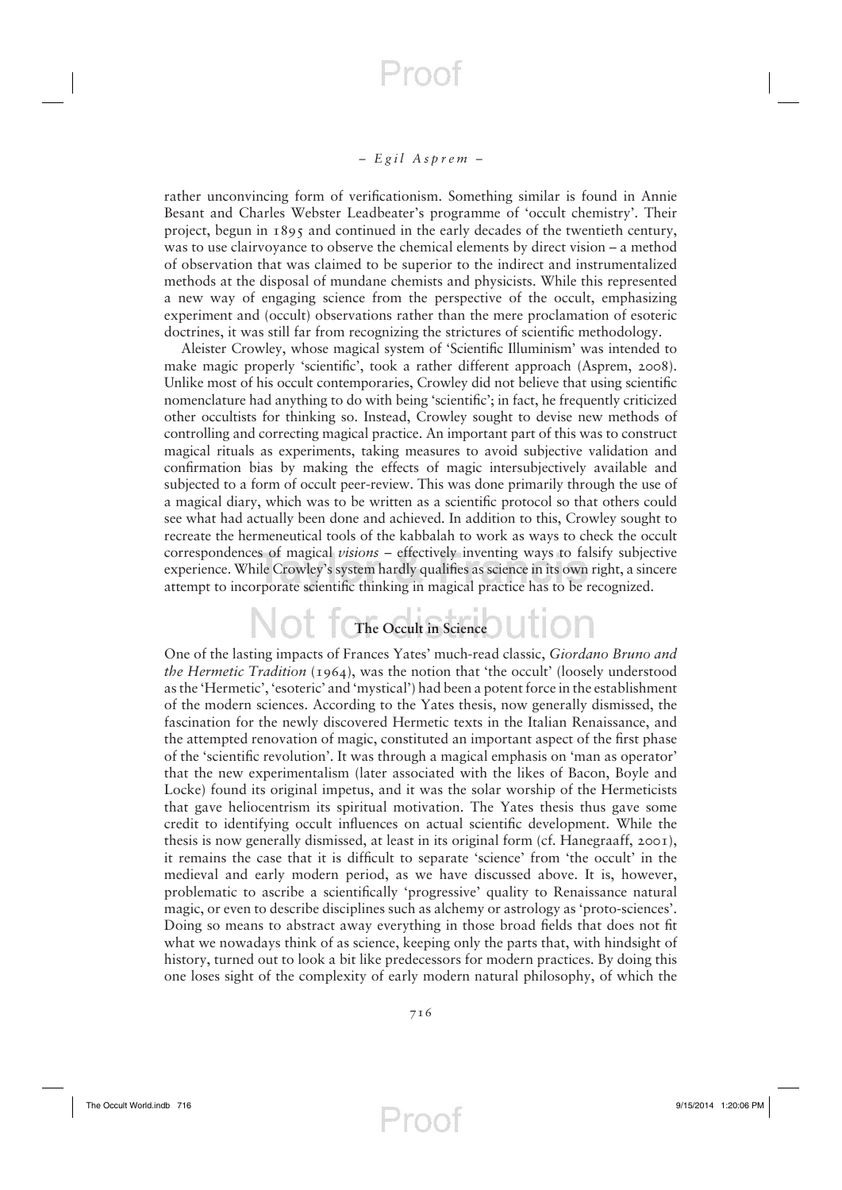rather unconvincing form of verificationism. Something similar is found in Annie Besant and Charles Webster Leadbeater's programme of 'occult chemistry'. Their project, begun in 1895 and continued in the early decades of the twentieth century, was to use clairvoyance to observe the chemical elements by direct vision – a method of observation that was claimed to be superior to the indirect and instrumentalized methods at the disposal of mundane chemists and physicists. While this represented a new way of engaging science from the perspective of the occult, emphasizing experiment and (occult) observations rather than the mere proclamation of esoteric doctrines, it was still far from recognizing the strictures of scientific methodology.

Aleister Crowley, whose magical system of 'Scientific Illuminism' was intended to make magic properly 'scientific', took a rather different approach (Asprem, 2008). Unlike most of his occult contemporaries, Crowley did not believe that using scientific nomenclature had anything to do with being 'scientific'; in fact, he frequently criticized other occultists for thinking so. Instead, Crowley sought to devise new methods of controlling and correcting magical practice. An important part of this was to construct magical rituals as experiments, taking measures to avoid subjective validation and confirmation bias by making the effects of magic intersubjectively available and subjected to a form of occult peer-review. This was done primarily through the use of a magical diary, which was to be written as a scientific protocol so that others could see what had actually been done and achieved. In addition to this, Crowley sought to recreate the hermeneutical tools of the kabbalah to work as ways to check the occult correspondences of magical *visions* – effectively inventing ways to falsify subjective experience. While Crowley's system hardly qualifies as science in its own right, a sincere attempt to incorporate scientific thinking in magical practice has to be recognized.

## The Occult in Science

One of the lasting impacts of Frances Yates' much-read classic, *Giordano Bruno and the Hermetic Tradition* (1964), was the notion that 'the occult' (loosely understood as the 'Hermetic', 'esoteric' and 'mystical') had been a potent force in the establishment of the modern sciences. According to the Yates thesis, now generally dismissed, the fascination for the newly discovered Hermetic texts in the Italian Renaissance, and the attempted renovation of magic, constituted an important aspect of the first phase of the 'scientific revolution'. It was through a magical emphasis on 'man as operator' that the new experimentalism (later associated with the likes of Bacon, Boyle and Locke) found its original impetus, and it was the solar worship of the Hermeticists that gave heliocentrism its spiritual motivation. The Yates thesis thus gave some credit to identifying occult influences on actual scientific development. While the thesis is now generally dismissed, at least in its original form (cf. Hanegraaff, 2001), it remains the case that it is difficult to separate 'science' from 'the occult' in the medieval and early modern period, as we have discussed above. It is, however, problematic to ascribe a scientifically 'progressive' quality to Renaissance natural magic, or even to describe disciplines such as alchemy or astrology as 'proto-sciences'. Doing so means to abstract away everything in those broad fields that does not fit what we nowadays think of as science, keeping only the parts that, with hindsight of history, turned out to look a bit like predecessors for modern practices. By doing this one loses sight of the complexity of early modern natural philosophy, of which the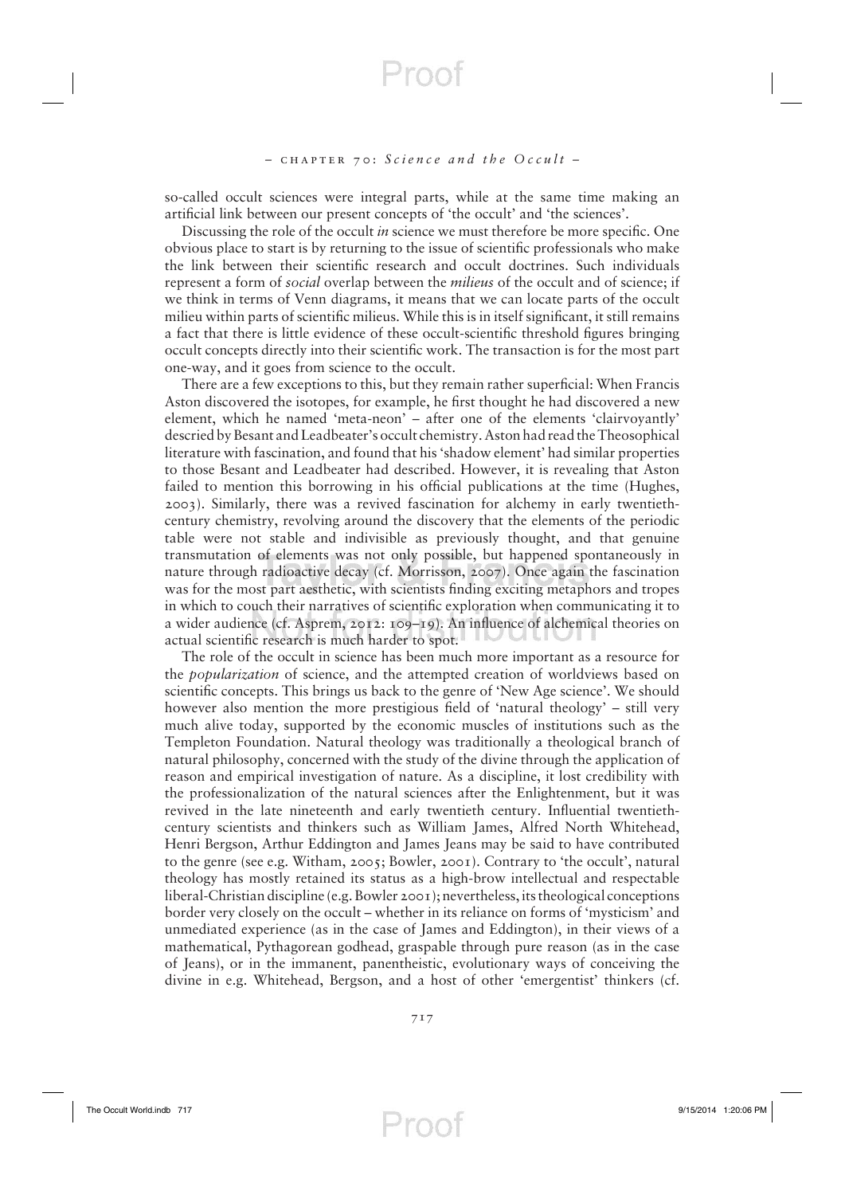so-called occult sciences were integral parts, while at the same time making an artificial link between our present concepts of 'the occult' and 'the sciences'.

Discussing the role of the occult *in* science we must therefore be more specific. One obvious place to start is by returning to the issue of scientific professionals who make the link between their scientific research and occult doctrines. Such individuals represent a form of *social* overlap between the *milieus* of the occult and of science; if we think in terms of Venn diagrams, it means that we can locate parts of the occult milieu within parts of scientific milieus. While this is in itself significant, it still remains a fact that there is little evidence of these occult-scientific threshold figures bringing occult concepts directly into their scientific work. The transaction is for the most part one-way, and it goes from science to the occult.

There are a few exceptions to this, but they remain rather superficial: When Francis Aston discovered the isotopes, for example, he first thought he had discovered a new element, which he named 'meta-neon' – after one of the elements 'clairvoyantly' descried by Besant and Leadbeater's occult chemistry. Aston had read the Theosophical literature with fascination, and found that his 'shadow element' had similar properties to those Besant and Leadbeater had described. However, it is revealing that Aston failed to mention this borrowing in his official publications at the time (Hughes, 2003). Similarly, there was a revived fascination for alchemy in early twentieth-century chemistry, revolving around the discovery that the elements of the periodic table were not stable and indivisible as previously thought, and that genuine transmutation of elements was not only possible, but happened spontaneously in nature through radioactive decay (cf. Morrisson, 2007). Once again the fascination was for the most part aesthetic, with scientists finding exciting metaphors and tropes in which to couch their narratives of scientific exploration when communicating it to a wider audience (cf. Asprem, 2012: 109–19). An influence of alchemical theories on actual scientific research is much harder to spot.

The role of the occult in science has been much more important as a resource for the *popularization* of science, and the attempted creation of worldviews based on scientific concepts. This brings us back to the genre of 'New Age science'. We should however also mention the more prestigious field of 'natural theology' – still very much alive today, supported by the economic muscles of institutions such as the Templeton Foundation. Natural theology was traditionally a theological branch of natural philosophy, concerned with the study of the divine through the application of reason and empirical investigation of nature. As a discipline, it lost credibility with the professionalization of the natural sciences after the Enlightenment, but it was revived in the late nineteenth and early twentieth century. Influential twentieth-century scientists and thinkers such as William James, Alfred North Whitehead, Henri Bergson, Arthur Eddington and James Jeans may be said to have contributed to the genre (see e.g. Witham, 2005; Bowler, 2001). Contrary to 'the occult', natural theology has mostly retained its status as a high-brow intellectual and respectable liberal-Christian discipline (e.g. Bowler 2001); nevertheless, its theological conceptions border very closely on the occult – whether in its reliance on forms of 'mysticism' and unmediated experience (as in the case of James and Eddington), in their views of a mathematical, Pythagorean godhead, graspable through pure reason (as in the case of Jeans), or in the immanent, panentheistic, evolutionary ways of conceiving the divine in e.g. Whitehead, Bergson, and a host of other 'emergentist' thinkers (cf.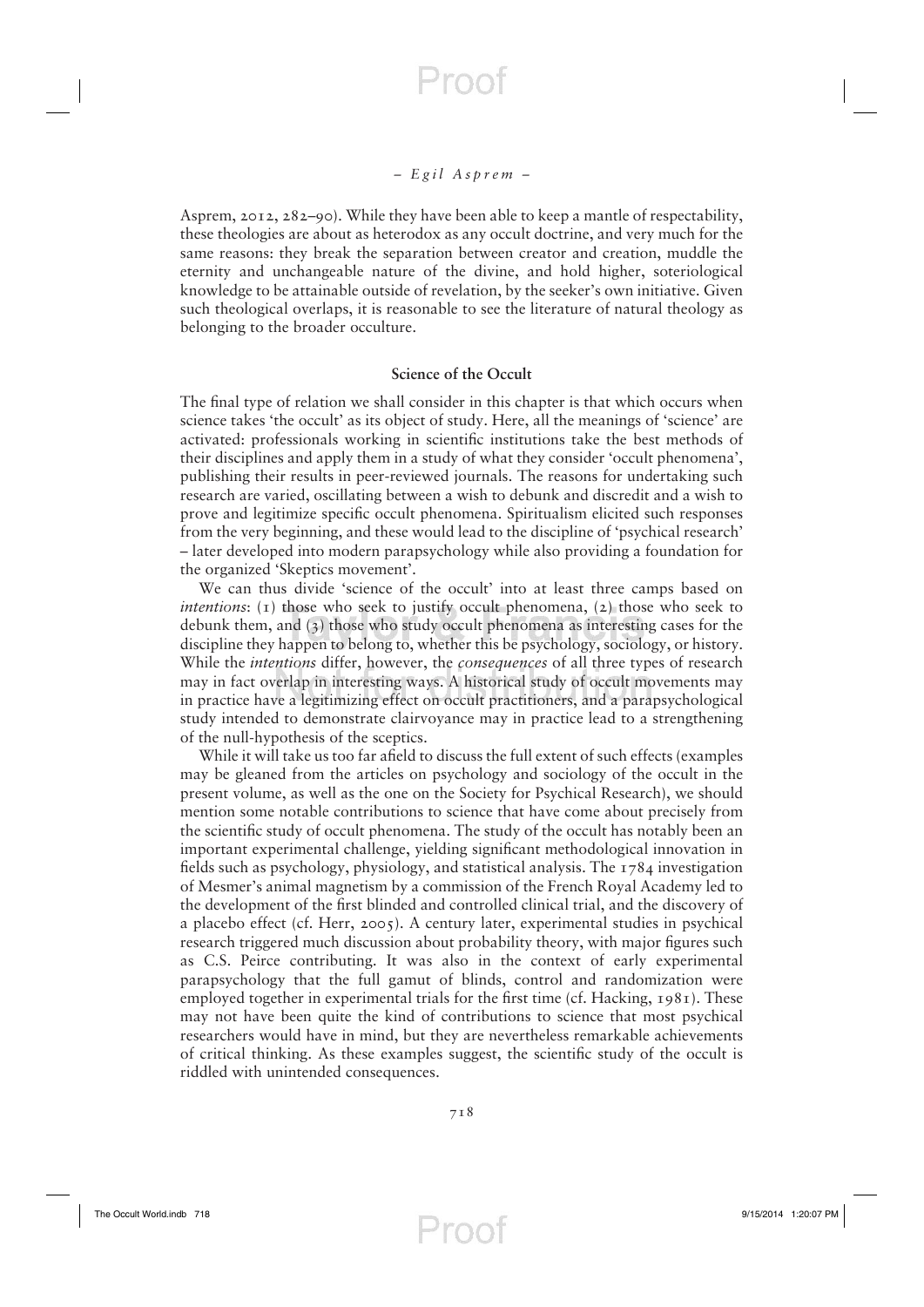Asprem, 2012, 282–90). While they have been able to keep a mantle of respectability, these theologies are about as heterodox as any occult doctrine, and very much for the same reasons: they break the separation between creator and creation, muddle the eternity and unchangeable nature of the divine, and hold higher, soteriological knowledge to be attainable outside of revelation, by the seeker's own initiative. Given such theological overlaps, it is reasonable to see the literature of natural theology as belonging to the broader occulture.

## Science of the Occult

The final type of relation we shall consider in this chapter is that which occurs when science takes 'the occult' as its object of study. Here, all the meanings of 'science' are activated: professionals working in scientific institutions take the best methods of their disciplines and apply them in a study of what they consider 'occult phenomena', publishing their results in peer-reviewed journals. The reasons for undertaking such research are varied, oscillating between a wish to debunk and discredit and a wish to prove and legitimize specific occult phenomena. Spiritualism elicited such responses from the very beginning, and these would lead to the discipline of 'psychical research' – later developed into modern parapsychology while also providing a foundation for the organized 'Skeptics movement'.

We can thus divide 'science of the occult' into at least three camps based on *intentions*: (1) those who seek to justify occult phenomena, (2) those who seek to debunk them, and (3) those who study occult phenomena as interesting cases for the discipline they happen to belong to, whether this be psychology, sociology, or history. While the *intentions* differ, however, the *consequences* of all three types of research may in fact overlap in interesting ways. A historical study of occult movements may in practice have a legitimizing effect on occult practitioners, and a parapsychological study intended to demonstrate clairvoyance may in practice lead to a strengthening of the null-hypothesis of the sceptics.

While it will take us too far afield to discuss the full extent of such effects (examples may be gleaned from the articles on psychology and sociology of the occult in the present volume, as well as the one on the Society for Psychical Research), we should mention some notable contributions to science that have come about precisely from the scientific study of occult phenomena. The study of the occult has notably been an important experimental challenge, yielding significant methodological innovation in fields such as psychology, physiology, and statistical analysis. The 1784 investigation of Mesmer's animal magnetism by a commission of the French Royal Academy led to the development of the first blinded and controlled clinical trial, and the discovery of a placebo effect (cf. Herr, 2005). A century later, experimental studies in psychical research triggered much discussion about probability theory, with major figures such as C.S. Peirce contributing. It was also in the context of early experimental parapsychology that the full gamut of blinds, control and randomization were employed together in experimental trials for the first time (cf. Hacking, 1981). These may not have been quite the kind of contributions to science that most psychical researchers would have in mind, but they are nevertheless remarkable achievements of critical thinking. As these examples suggest, the scientific study of the occult is riddled with unintended consequences.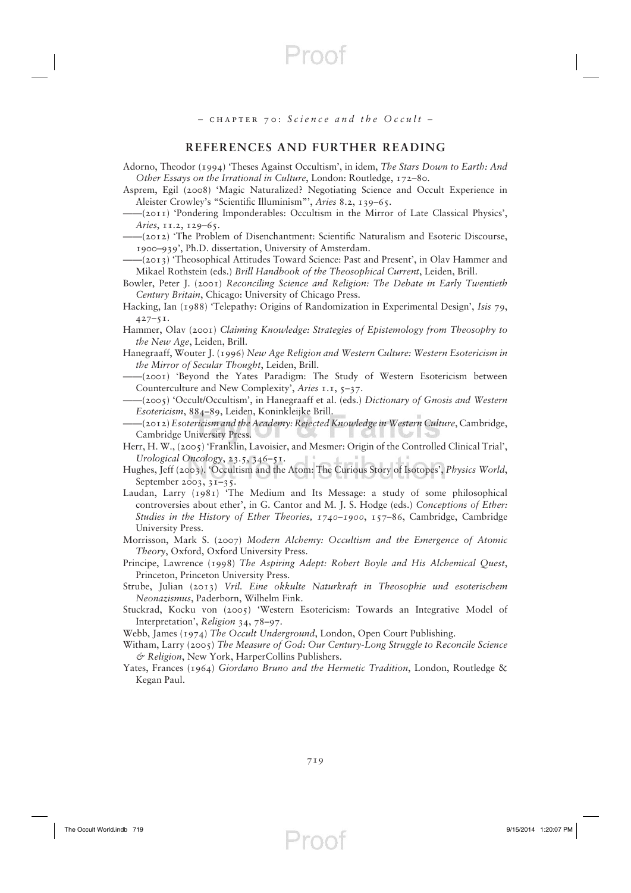## REFERENCES AND FURTHER READING

Adorno, Theodor (1994) 'Theses Against Occultism', in idem, *The Stars Down to Earth: And Other Essays on the Irrational in Culture*, London: Routledge, 172–80.

Asprem, Egil (2008) 'Magic Naturalized? Negotiating Science and Occult Experience in Aleister Crowley's "Scientific Illuminism"', *Aries* 8.2, 139–65.

——(2011) 'Pondering Imponderables: Occultism in the Mirror of Late Classical Physics', *Aries*, 11.2, 129–65.

——(2012) 'The Problem of Disenchantment: Scientific Naturalism and Esoteric Discourse, 1900–939', Ph.D. dissertation, University of Amsterdam.

——(2013) 'Theosophical Attitudes Toward Science: Past and Present', in Olav Hammer and Mikael Rothstein (eds.) *Brill Handbook of the Theosophical Current*, Leiden, Brill.

Bowler, Peter J. (2001) *Reconciling Science and Religion: The Debate in Early Twentieth Century Britain*, Chicago: University of Chicago Press.

Hacking, Ian (1988) 'Telepathy: Origins of Randomization in Experimental Design', *Isis* 79, 427–51.

Hammer, Olav (2001) *Claiming Knowledge: Strategies of Epistemology from Theosophy to the New Age*, Leiden, Brill.

Hanegraaff, Wouter J. (1996) *New Age Religion and Western Culture: Western Esotericism in the Mirror of Secular Thought*, Leiden, Brill.

——(2001) 'Beyond the Yates Paradigm: The Study of Western Esotericism between Counterculture and New Complexity', *Aries* 1.1, 5–37.

——(2005) 'Occult/Occultism', in Hanegraaff et al. (eds.) *Dictionary of Gnosis and Western Esotericism*, 884–89, Leiden, Koninkleijke Brill.

——(2012) *Esotericism and the Academy: Rejected Knowledge in Western Culture*, Cambridge, Cambridge University Press.

Herr, H. W., (2005) 'Franklin, Lavoisier, and Mesmer: Origin of the Controlled Clinical Trial', *Urological Oncology*, 23.5, 346–51.

Hughes, Jeff (2003). 'Occultism and the Atom: The Curious Story of Isotopes', *Physics World*, September 2003, 31–35.

Laudan, Larry (1981) 'The Medium and Its Message: a study of some philosophical controversies about ether', in G. Cantor and M. J. S. Hodge (eds.) *Conceptions of Ether: Studies in the History of Ether Theories, 1740–1900*, 157–86, Cambridge, Cambridge University Press.

Morrisson, Mark S. (2007) *Modern Alchemy: Occultism and the Emergence of Atomic Theory*, Oxford, Oxford University Press.

Principe, Lawrence (1998) *The Aspiring Adept: Robert Boyle and His Alchemical Quest*, Princeton, Princeton University Press.

Strube, Julian (2013) *Vril. Eine okkulte Naturkraft in Theosophie und esoterischem Neonazismus*, Paderborn, Wilhelm Fink.

Stuckrad, Kocku von (2005) 'Western Esotericism: Towards an Integrative Model of Interpretation', *Religion* 34, 78–97.

Webb, James (1974) *The Occult Underground*, London, Open Court Publishing.

Witham, Larry (2005) *The Measure of God: Our Century-Long Struggle to Reconcile Science & Religion*, New York, HarperCollins Publishers.

Yates, Frances (1964) *Giordano Bruno and the Hermetic Tradition*, London, Routledge & Kegan Paul.